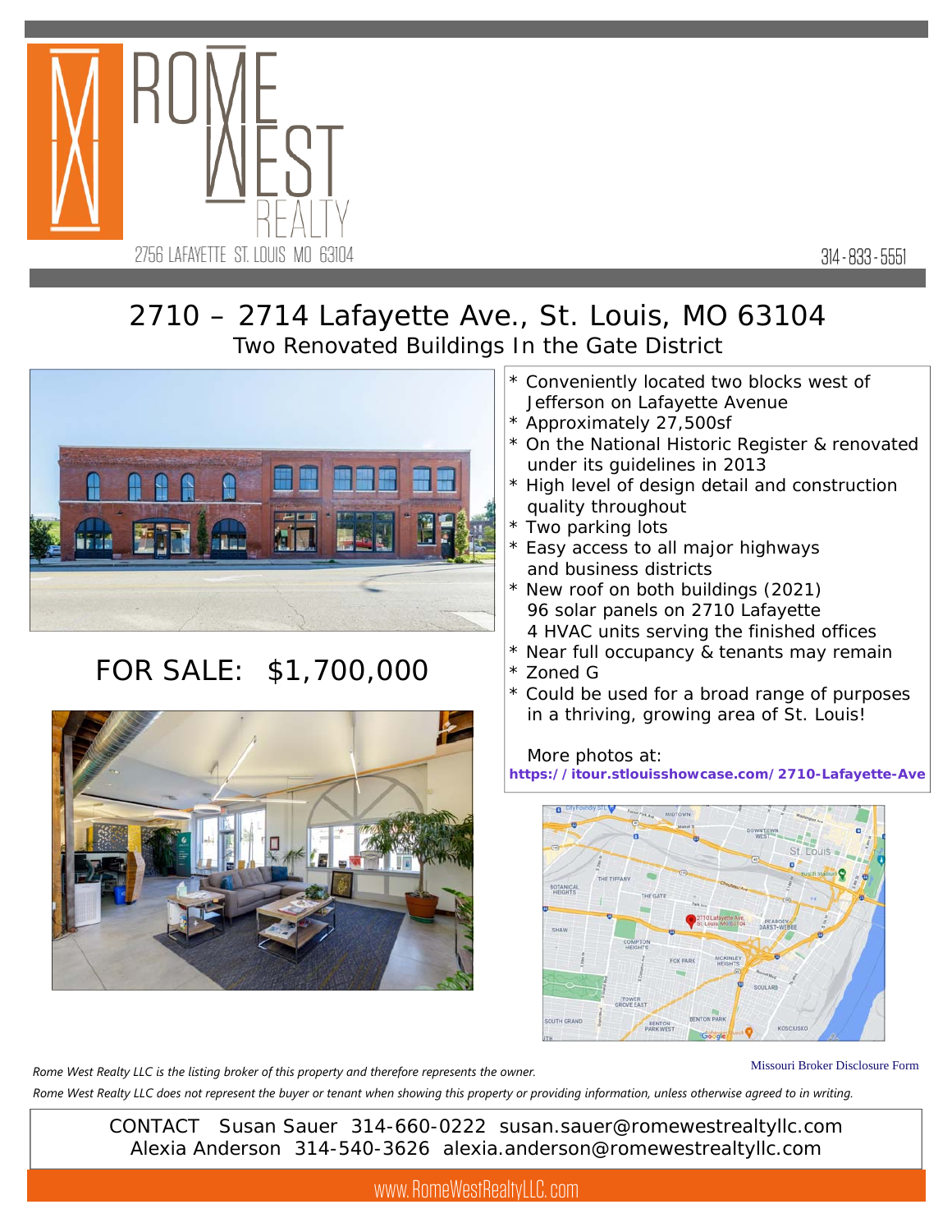ROME WEST REALTY

2756 LAFAYETTE ST. LOUIS MO 63104

314-833-5551

# 2710 – 2714 Lafayette Ave., St. Louis, MO 63104

## Two Renovated Buildings In the Gate District

## FOR SALE: $1,700,000

* Conveniently located two blocks west of Jefferson on Lafayette Avenue
* Approximately 27,500sf
* On the National Historic Register & renovated under its guidelines in 2013
* High level of design detail and construction quality throughout
* Two parking lots
* Easy access to all major highways and business districts
* New roof on both buildings (2021)
  96 solar panels on 2710 Lafayette
  4 HVAC units serving the finished offices
* Near full occupancy & tenants may remain
* Zoned G
* Could be used for a broad range of purposes in a thriving, growing area of St. Louis!

More photos at:
**https://itour.stlouisshowcase.com/2710-Lafayette-Ave**

*Rome West Realty LLC is the listing broker of this property and therefore represents the owner.*

Missouri Broker Disclosure Form

*Rome West Realty LLC does not represent the buyer or tenant when showing this property or providing information, unless otherwise agreed to in writing.*

CONTACT Susan Sauer 314-660-0222 susan.sauer@romewestrealtyllc.com
Alexia Anderson 314-540-3626 alexia.anderson@romewestrealtyllc.com

www.RomeWestRealtyLLC.com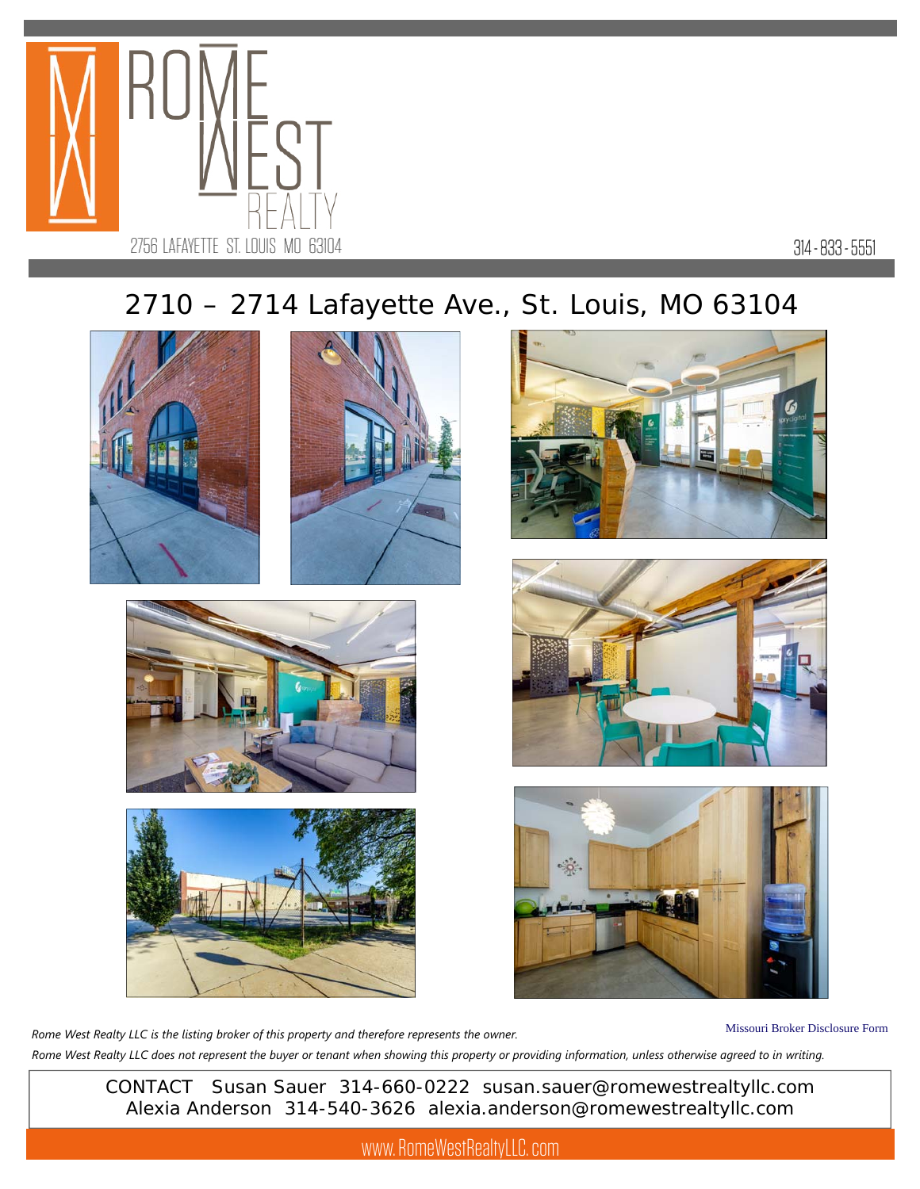ROME WEST REALTY

2756 LAFAYETTE ST. LOUIS MO 63104

314-833-5551

# 2710 – 2714 Lafayette Ave., St. Louis, MO 63104

*Rome West Realty LLC is the listing broker of this property and therefore represents the owner.*

Missouri Broker Disclosure Form

*Rome West Realty LLC does not represent the buyer or tenant when showing this property or providing information, unless otherwise agreed to in writing.*

CONTACT Susan Sauer 314-660-0222 susan.sauer@romewestrealtyllc.com
Alexia Anderson 314-540-3626 alexia.anderson@romewestrealtyllc.com

www.RomeWestRealtyLLC.com